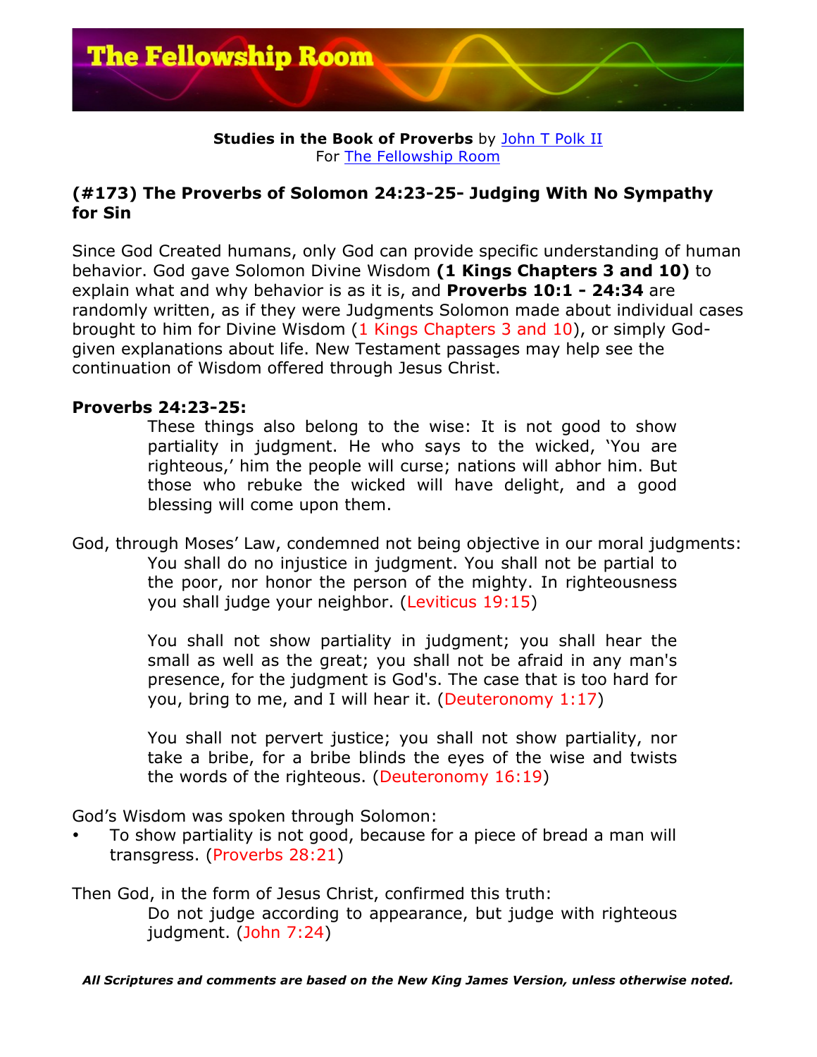**Studies in the Book of Proverbs** by John T Polk II
For The Fellowship Room

## (#173) The Proverbs of Solomon 24:23-25- Judging With No Sympathy for Sin

Since God Created humans, only God can provide specific understanding of human behavior. God gave Solomon Divine Wisdom **(1 Kings Chapters 3 and 10)** to explain what and why behavior is as it is, and **Proverbs 10:1 - 24:34** are randomly written, as if they were Judgments Solomon made about individual cases brought to him for Divine Wisdom (1 Kings Chapters 3 and 10), or simply God-given explanations about life. New Testament passages may help see the continuation of Wisdom offered through Jesus Christ.

**Proverbs 24:23-25:**

> These things also belong to the wise: It is not good to show partiality in judgment. He who says to the wicked, 'You are righteous,' him the people will curse; nations will abhor him. But those who rebuke the wicked will have delight, and a good blessing will come upon them.

God, through Moses' Law, condemned not being objective in our moral judgments:

> You shall do no injustice in judgment. You shall not be partial to the poor, nor honor the person of the mighty. In righteousness you shall judge your neighbor. (Leviticus 19:15)

> You shall not show partiality in judgment; you shall hear the small as well as the great; you shall not be afraid in any man's presence, for the judgment is God's. The case that is too hard for you, bring to me, and I will hear it. (Deuteronomy 1:17)

> You shall not pervert justice; you shall not show partiality, nor take a bribe, for a bribe blinds the eyes of the wise and twists the words of the righteous. (Deuteronomy 16:19)

God's Wisdom was spoken through Solomon:

- To show partiality is not good, because for a piece of bread a man will transgress. (Proverbs 28:21)

Then God, in the form of Jesus Christ, confirmed this truth:

> Do not judge according to appearance, but judge with righteous judgment. (John 7:24)

***All Scriptures and comments are based on the New King James Version, unless otherwise noted.***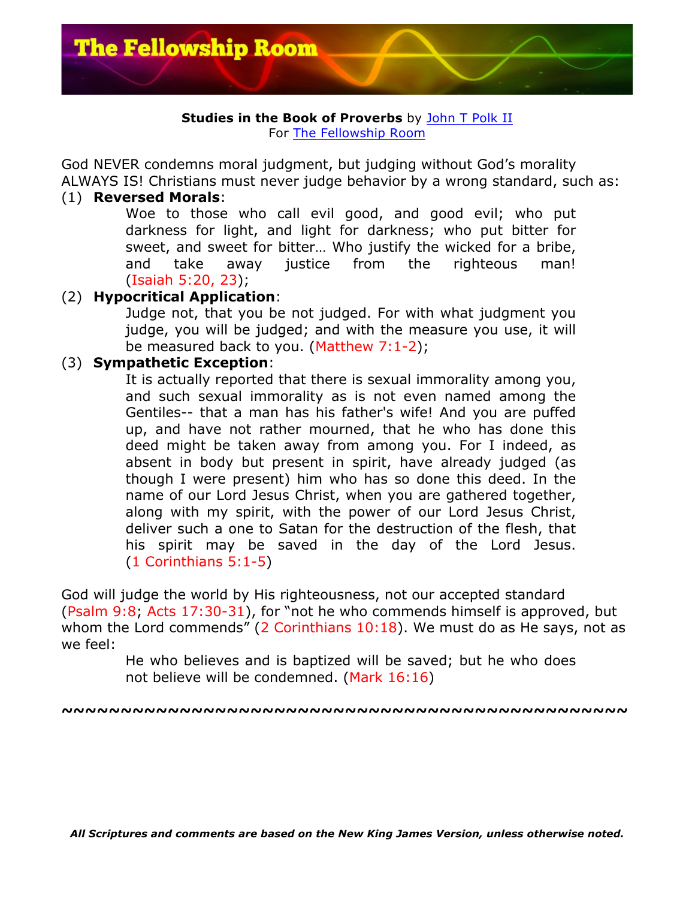**Studies in the Book of Proverbs** by John T Polk II
For The Fellowship Room

God NEVER condemns moral judgment, but judging without God's morality ALWAYS IS! Christians must never judge behavior by a wrong standard, such as:

(1) **Reversed Morals**:

> Woe to those who call evil good, and good evil; who put darkness for light, and light for darkness; who put bitter for sweet, and sweet for bitter… Who justify the wicked for a bribe, and take away justice from the righteous man! (Isaiah 5:20, 23);

(2) **Hypocritical Application**:

> Judge not, that you be not judged. For with what judgment you judge, you will be judged; and with the measure you use, it will be measured back to you. (Matthew 7:1-2);

(3) **Sympathetic Exception**:

> It is actually reported that there is sexual immorality among you, and such sexual immorality as is not even named among the Gentiles-- that a man has his father's wife! And you are puffed up, and have not rather mourned, that he who has done this deed might be taken away from among you. For I indeed, as absent in body but present in spirit, have already judged (as though I were present) him who has so done this deed. In the name of our Lord Jesus Christ, when you are gathered together, along with my spirit, with the power of our Lord Jesus Christ, deliver such a one to Satan for the destruction of the flesh, that his spirit may be saved in the day of the Lord Jesus. (1 Corinthians 5:1-5)

God will judge the world by His righteousness, not our accepted standard (Psalm 9:8; Acts 17:30-31), for "not he who commends himself is approved, but whom the Lord commends" (2 Corinthians 10:18). We must do as He says, not as we feel:

> He who believes and is baptized will be saved; but he who does not believe will be condemned. (Mark 16:16)

~~~~~~~~~~~~~~~~~~~~~~~~~~~~~~~~~~~~~~~~~~~~~~~~

***All Scriptures and comments are based on the New King James Version, unless otherwise noted.***